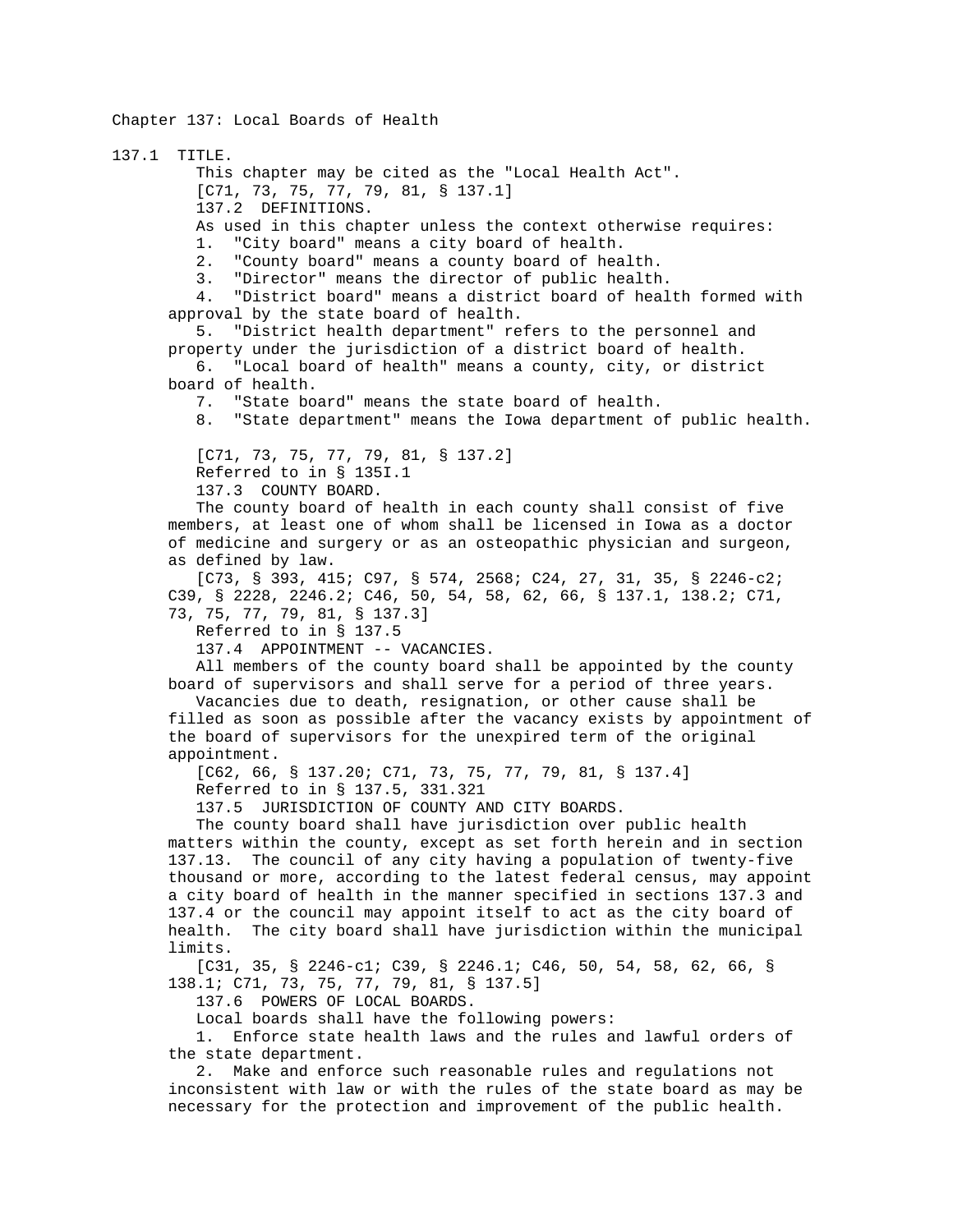# Chapter 137: Local Boards of Health

## 137.1 TITLE.

This chapter may be cited as the "Local Health Act".

[C71, 73, 75, 77, 79, 81, § 137.1]

## 137.2 DEFINITIONS.

As used in this chapter unless the context otherwise requires:

1. "City board" means a city board of health.
2. "County board" means a county board of health.
3. "Director" means the director of public health.
4. "District board" means a district board of health formed with approval by the state board of health.
5. "District health department" refers to the personnel and property under the jurisdiction of a district board of health.
6. "Local board of health" means a county, city, or district board of health.
7. "State board" means the state board of health.
8. "State department" means the Iowa department of public health.

[C71, 73, 75, 77, 79, 81, § 137.2]

Referred to in § 135I.1

## 137.3 COUNTY BOARD.

The county board of health in each county shall consist of five members, at least one of whom shall be licensed in Iowa as a doctor of medicine and surgery or as an osteopathic physician and surgeon, as defined by law.

[C73, § 393, 415; C97, § 574, 2568; C24, 27, 31, 35, § 2246-c2; C39, § 2228, 2246.2; C46, 50, 54, 58, 62, 66, § 137.1, 138.2; C71, 73, 75, 77, 79, 81, § 137.3]

Referred to in § 137.5

## 137.4 APPOINTMENT -- VACANCIES.

All members of the county board shall be appointed by the county board of supervisors and shall serve for a period of three years.

Vacancies due to death, resignation, or other cause shall be filled as soon as possible after the vacancy exists by appointment of the board of supervisors for the unexpired term of the original appointment.

[C62, 66, § 137.20; C71, 73, 75, 77, 79, 81, § 137.4]

Referred to in § 137.5, 331.321

## 137.5 JURISDICTION OF COUNTY AND CITY BOARDS.

The county board shall have jurisdiction over public health matters within the county, except as set forth herein and in section 137.13. The council of any city having a population of twenty-five thousand or more, according to the latest federal census, may appoint a city board of health in the manner specified in sections 137.3 and 137.4 or the council may appoint itself to act as the city board of health. The city board shall have jurisdiction within the municipal limits.

[C31, 35, § 2246-c1; C39, § 2246.1; C46, 50, 54, 58, 62, 66, § 138.1; C71, 73, 75, 77, 79, 81, § 137.5]

## 137.6 POWERS OF LOCAL BOARDS.

Local boards shall have the following powers:

1. Enforce state health laws and the rules and lawful orders of the state department.
2. Make and enforce such reasonable rules and regulations not inconsistent with law or with the rules of the state board as may be necessary for the protection and improvement of the public health.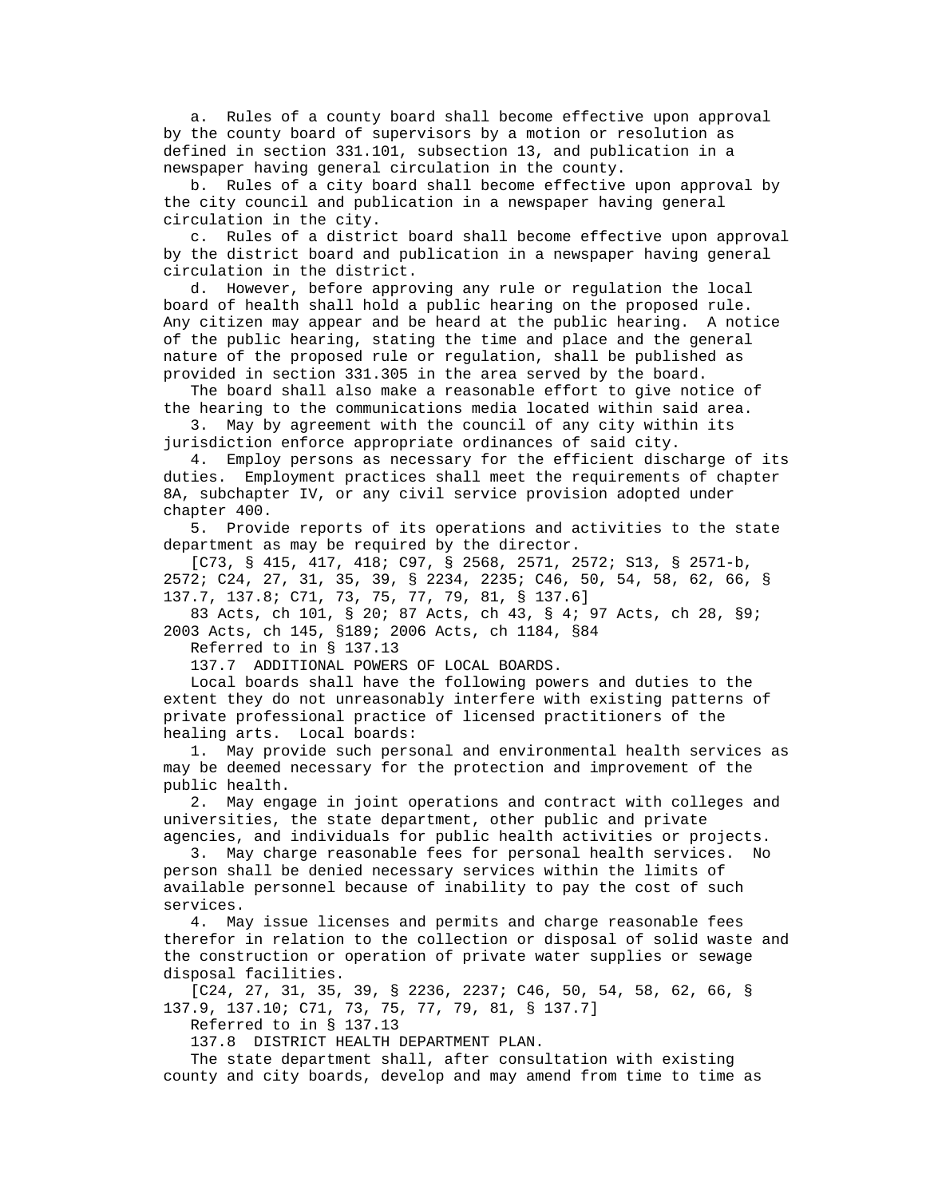a. Rules of a county board shall become effective upon approval by the county board of supervisors by a motion or resolution as defined in section 331.101, subsection 13, and publication in a newspaper having general circulation in the county.

b. Rules of a city board shall become effective upon approval by the city council and publication in a newspaper having general circulation in the city.

c. Rules of a district board shall become effective upon approval by the district board and publication in a newspaper having general circulation in the district.

d. However, before approving any rule or regulation the local board of health shall hold a public hearing on the proposed rule. Any citizen may appear and be heard at the public hearing. A notice of the public hearing, stating the time and place and the general nature of the proposed rule or regulation, shall be published as provided in section 331.305 in the area served by the board.

The board shall also make a reasonable effort to give notice of the hearing to the communications media located within said area.

3. May by agreement with the council of any city within its jurisdiction enforce appropriate ordinances of said city.

4. Employ persons as necessary for the efficient discharge of its duties. Employment practices shall meet the requirements of chapter 8A, subchapter IV, or any civil service provision adopted under chapter 400.

5. Provide reports of its operations and activities to the state department as may be required by the director.

[C73, § 415, 417, 418; C97, § 2568, 2571, 2572; S13, § 2571-b, 2572; C24, 27, 31, 35, 39, § 2234, 2235; C46, 50, 54, 58, 62, 66, § 137.7, 137.8; C71, 73, 75, 77, 79, 81, § 137.6]

83 Acts, ch 101, § 20; 87 Acts, ch 43, § 4; 97 Acts, ch 28, §9; 2003 Acts, ch 145, §189; 2006 Acts, ch 1184, §84

Referred to in § 137.13

137.7 ADDITIONAL POWERS OF LOCAL BOARDS.

Local boards shall have the following powers and duties to the extent they do not unreasonably interfere with existing patterns of private professional practice of licensed practitioners of the healing arts. Local boards:

1. May provide such personal and environmental health services as may be deemed necessary for the protection and improvement of the public health.

2. May engage in joint operations and contract with colleges and universities, the state department, other public and private agencies, and individuals for public health activities or projects.

3. May charge reasonable fees for personal health services. No person shall be denied necessary services within the limits of available personnel because of inability to pay the cost of such services.

4. May issue licenses and permits and charge reasonable fees therefor in relation to the collection or disposal of solid waste and the construction or operation of private water supplies or sewage disposal facilities.

[C24, 27, 31, 35, 39, § 2236, 2237; C46, 50, 54, 58, 62, 66, § 137.9, 137.10; C71, 73, 75, 77, 79, 81, § 137.7]

Referred to in § 137.13

137.8 DISTRICT HEALTH DEPARTMENT PLAN.

The state department shall, after consultation with existing county and city boards, develop and may amend from time to time as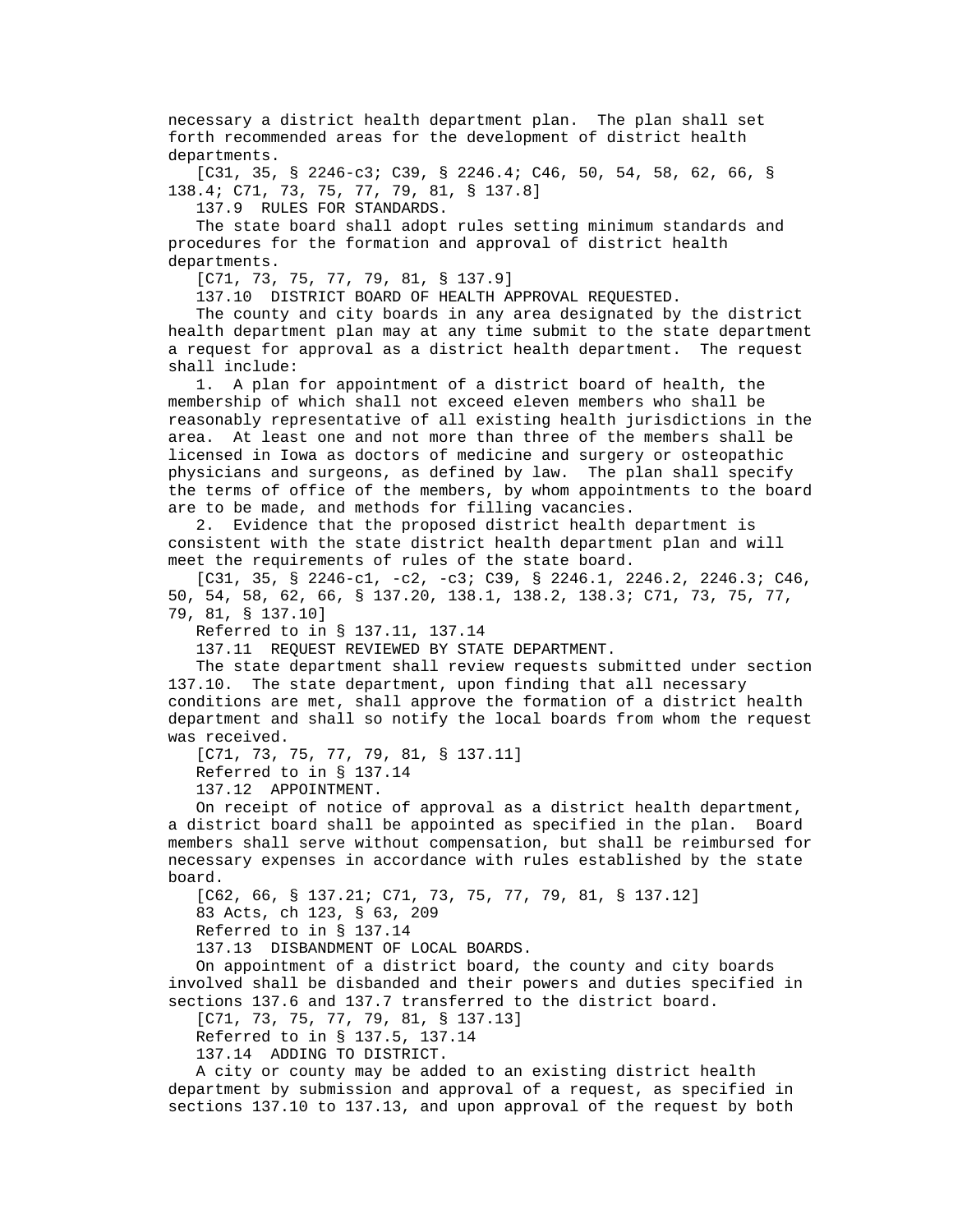necessary a district health department plan. The plan shall set forth recommended areas for the development of district health departments.

[C31, 35, § 2246-c3; C39, § 2246.4; C46, 50, 54, 58, 62, 66, § 138.4; C71, 73, 75, 77, 79, 81, § 137.8]

137.9 RULES FOR STANDARDS.

The state board shall adopt rules setting minimum standards and procedures for the formation and approval of district health departments.

[C71, 73, 75, 77, 79, 81, § 137.9]

137.10 DISTRICT BOARD OF HEALTH APPROVAL REQUESTED.

The county and city boards in any area designated by the district health department plan may at any time submit to the state department a request for approval as a district health department. The request shall include:

1. A plan for appointment of a district board of health, the membership of which shall not exceed eleven members who shall be reasonably representative of all existing health jurisdictions in the area. At least one and not more than three of the members shall be licensed in Iowa as doctors of medicine and surgery or osteopathic physicians and surgeons, as defined by law. The plan shall specify the terms of office of the members, by whom appointments to the board are to be made, and methods for filling vacancies.

2. Evidence that the proposed district health department is consistent with the state district health department plan and will meet the requirements of rules of the state board.

[C31, 35, § 2246-c1, -c2, -c3; C39, § 2246.1, 2246.2, 2246.3; C46, 50, 54, 58, 62, 66, § 137.20, 138.1, 138.2, 138.3; C71, 73, 75, 77, 79, 81, § 137.10]

Referred to in § 137.11, 137.14

137.11 REQUEST REVIEWED BY STATE DEPARTMENT.

The state department shall review requests submitted under section 137.10. The state department, upon finding that all necessary conditions are met, shall approve the formation of a district health department and shall so notify the local boards from whom the request was received.

[C71, 73, 75, 77, 79, 81, § 137.11]

Referred to in § 137.14

137.12 APPOINTMENT.

On receipt of notice of approval as a district health department, a district board shall be appointed as specified in the plan. Board members shall serve without compensation, but shall be reimbursed for necessary expenses in accordance with rules established by the state board.

[C62, 66, § 137.21; C71, 73, 75, 77, 79, 81, § 137.12]

83 Acts, ch 123, § 63, 209

Referred to in § 137.14

137.13 DISBANDMENT OF LOCAL BOARDS.

On appointment of a district board, the county and city boards involved shall be disbanded and their powers and duties specified in sections 137.6 and 137.7 transferred to the district board.

[C71, 73, 75, 77, 79, 81, § 137.13]

Referred to in § 137.5, 137.14

137.14 ADDING TO DISTRICT.

A city or county may be added to an existing district health department by submission and approval of a request, as specified in sections 137.10 to 137.13, and upon approval of the request by both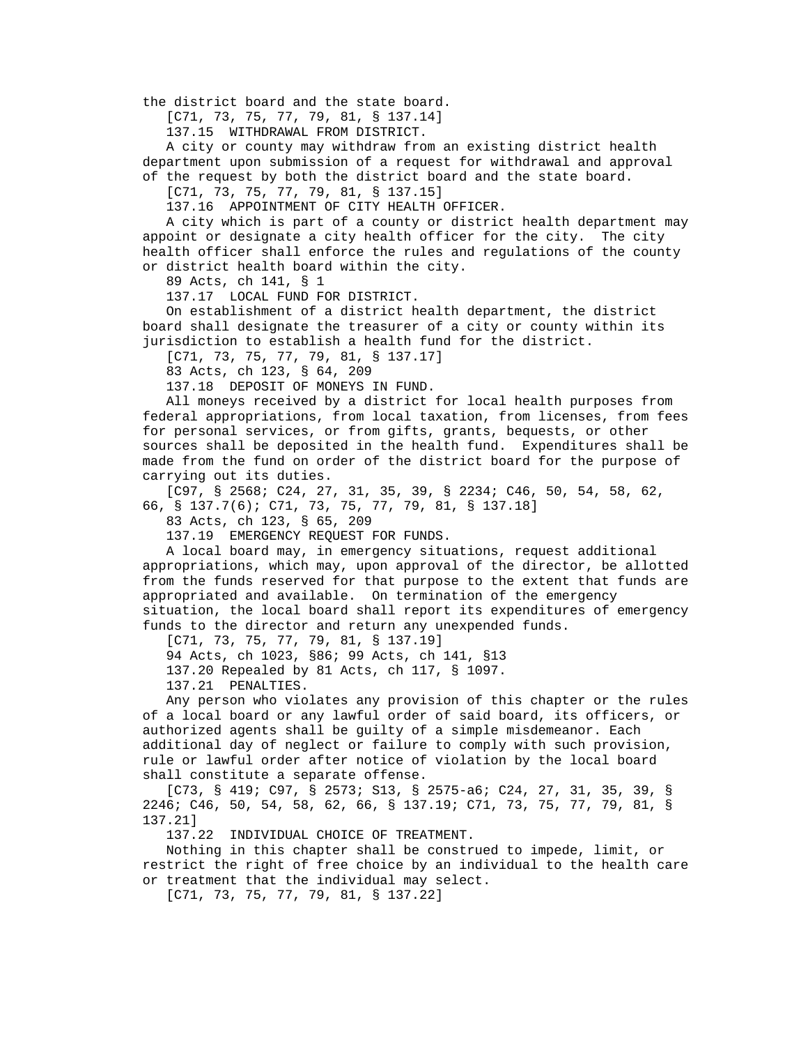the district board and the state board.

[C71, 73, 75, 77, 79, 81, § 137.14]

137.15 WITHDRAWAL FROM DISTRICT.

A city or county may withdraw from an existing district health department upon submission of a request for withdrawal and approval of the request by both the district board and the state board.

[C71, 73, 75, 77, 79, 81, § 137.15]

137.16 APPOINTMENT OF CITY HEALTH OFFICER.

A city which is part of a county or district health department may appoint or designate a city health officer for the city. The city health officer shall enforce the rules and regulations of the county or district health board within the city.

89 Acts, ch 141, § 1

137.17 LOCAL FUND FOR DISTRICT.

On establishment of a district health department, the district board shall designate the treasurer of a city or county within its jurisdiction to establish a health fund for the district.

[C71, 73, 75, 77, 79, 81, § 137.17]

83 Acts, ch 123, § 64, 209

137.18 DEPOSIT OF MONEYS IN FUND.

All moneys received by a district for local health purposes from federal appropriations, from local taxation, from licenses, from fees for personal services, or from gifts, grants, bequests, or other sources shall be deposited in the health fund. Expenditures shall be made from the fund on order of the district board for the purpose of carrying out its duties.

[C97, § 2568; C24, 27, 31, 35, 39, § 2234; C46, 50, 54, 58, 62, 66, § 137.7(6); C71, 73, 75, 77, 79, 81, § 137.18]

83 Acts, ch 123, § 65, 209

137.19 EMERGENCY REQUEST FOR FUNDS.

A local board may, in emergency situations, request additional appropriations, which may, upon approval of the director, be allotted from the funds reserved for that purpose to the extent that funds are appropriated and available. On termination of the emergency situation, the local board shall report its expenditures of emergency funds to the director and return any unexpended funds.

[C71, 73, 75, 77, 79, 81, § 137.19]

94 Acts, ch 1023, §86; 99 Acts, ch 141, §13

137.20 Repealed by 81 Acts, ch 117, § 1097.

137.21 PENALTIES.

Any person who violates any provision of this chapter or the rules of a local board or any lawful order of said board, its officers, or authorized agents shall be guilty of a simple misdemeanor. Each additional day of neglect or failure to comply with such provision, rule or lawful order after notice of violation by the local board shall constitute a separate offense.

[C73, § 419; C97, § 2573; S13, § 2575-a6; C24, 27, 31, 35, 39, § 2246; C46, 50, 54, 58, 62, 66, § 137.19; C71, 73, 75, 77, 79, 81, § 137.21]

137.22 INDIVIDUAL CHOICE OF TREATMENT.

Nothing in this chapter shall be construed to impede, limit, or restrict the right of free choice by an individual to the health care or treatment that the individual may select.

[C71, 73, 75, 77, 79, 81, § 137.22]